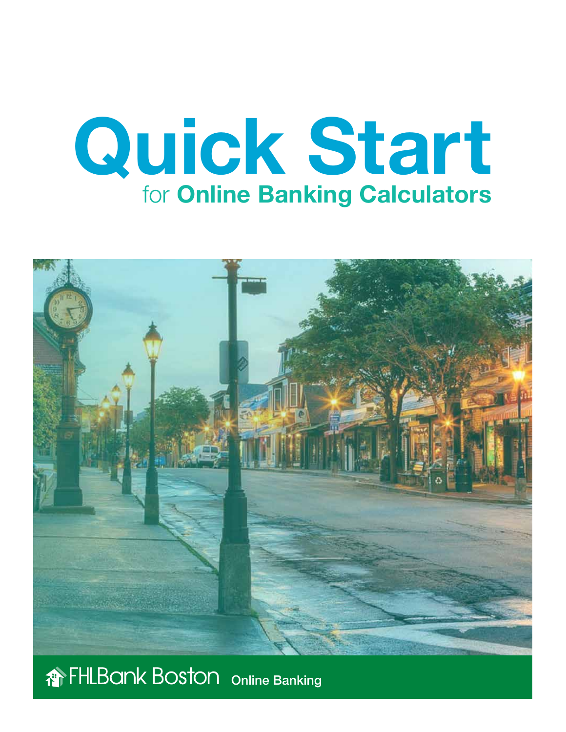# Quick Start

## for Online Banking Calculators

FHLBank Boston Online Banking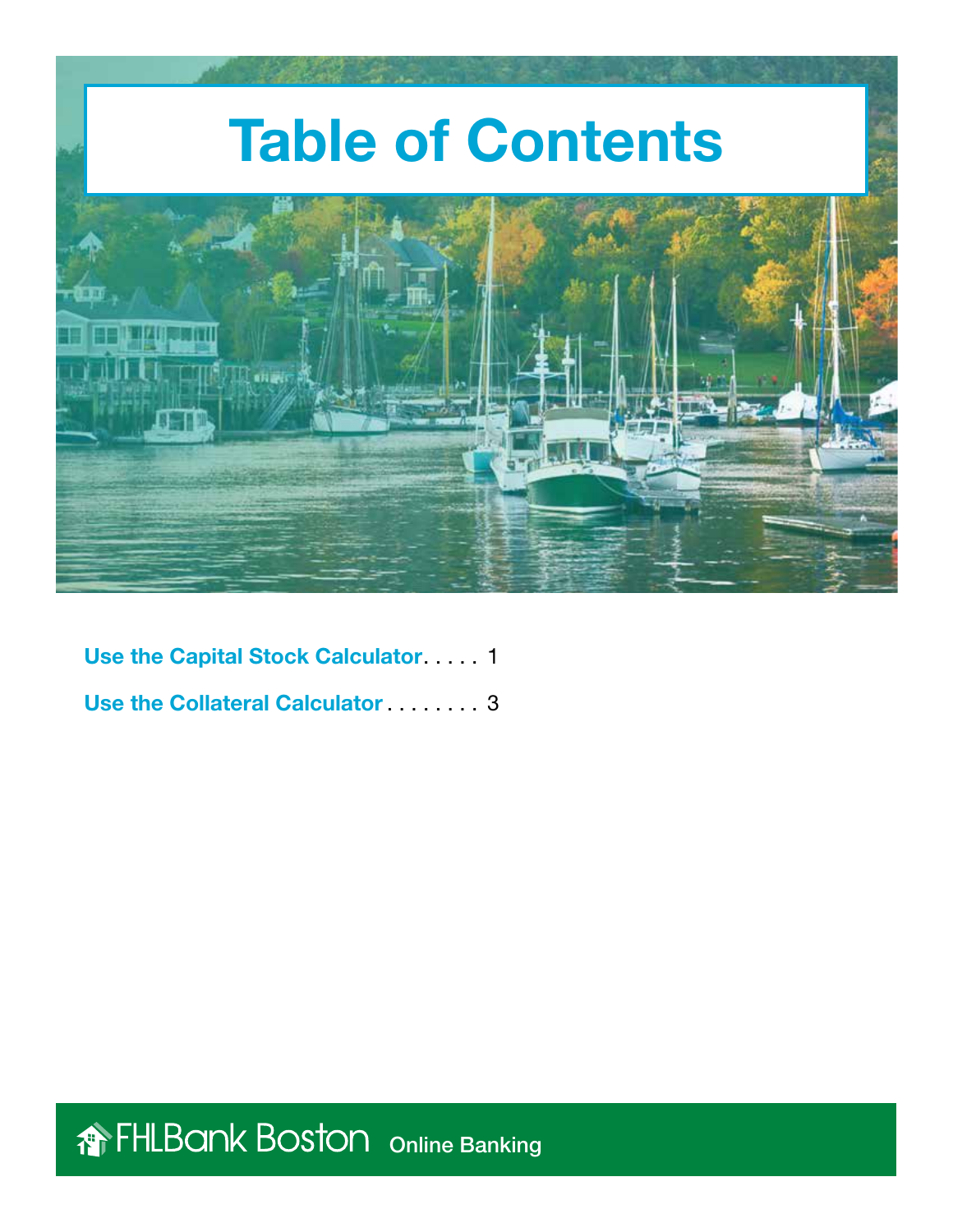# Table of Contents

**Use the Capital Stock Calculator** . . . . . 1

**Use the Collateral Calculator** . . . . . . . . 3

FHLBank Boston Online Banking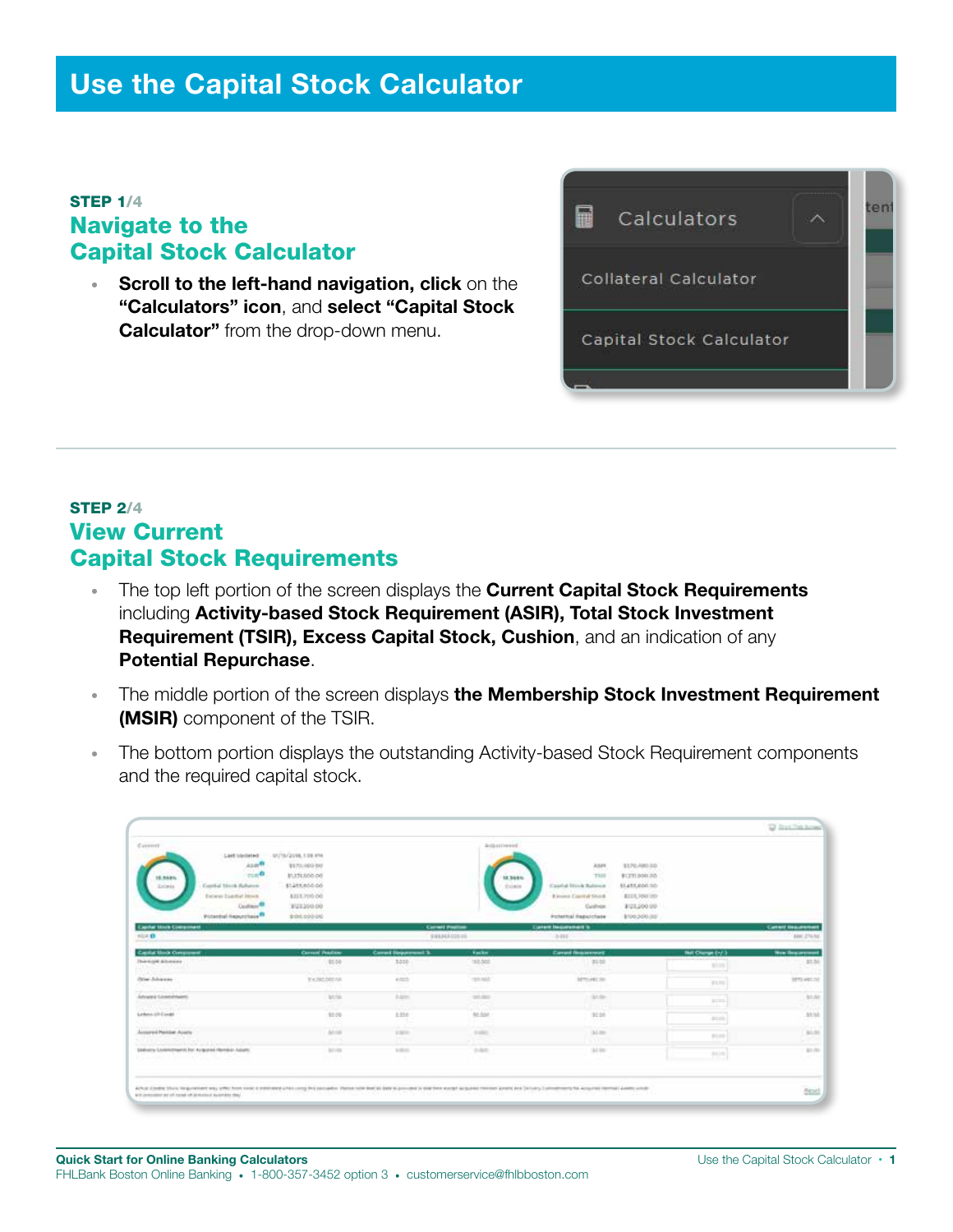# Use the Capital Stock Calculator

STEP 1/4

## Navigate to the Capital Stock Calculator

- **Scroll to the left-hand navigation, click** on the **"Calculators" icon**, and **select "Capital Stock Calculator"** from the drop-down menu.

STEP 2/4

## View Current Capital Stock Requirements

- The top left portion of the screen displays the **Current Capital Stock Requirements** including **Activity-based Stock Requirement (ASIR), Total Stock Investment Requirement (TSIR), Excess Capital Stock, Cushion**, and an indication of any **Potential Repurchase**.
- The middle portion of the screen displays **the Membership Stock Investment Requirement (MSIR)** component of the TSIR.
- The bottom portion displays the outstanding Activity-based Stock Requirement components and the required capital stock.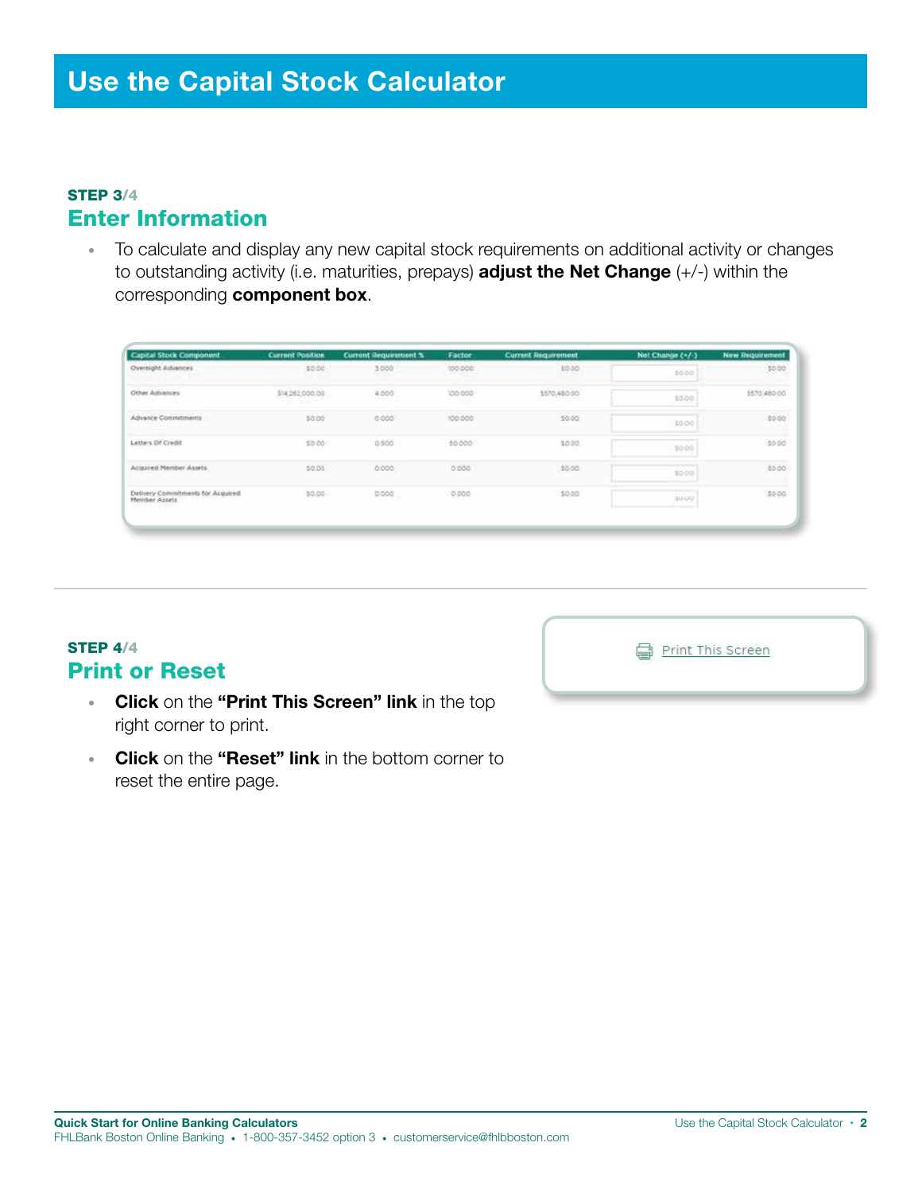# Use the Capital Stock Calculator

**STEP 3/4**

## Enter Information

- To calculate and display any new capital stock requirements on additional activity or changes to outstanding activity (i.e. maturities, prepays) **adjust the Net Change** (+/-) within the corresponding **component box**.

| Capital Stock Component | Current Position | Current Requirement % | Factor | Current Requirement | Net Change (+/-) | New Requirement |
|---|---|---|---|---|---|---|
| Overnight Advances | $0.00 | 3.000 | 100.000 | $0.00 | $0.00 | $0.00 |
| Other Advances | $14,262,000.00 | 4.000 | 100.000 | $570,480.00 | $0.00 | $570,480.00 |
| Advance Commitments | $0.00 | 0.000 | 100.000 | $0.00 | $0.00 | $0.00 |
| Letters Of Credit | $0.00 | 0.500 | 50.000 | $0.00 | $0.00 | $0.00 |
| Acquired Member Assets | $0.00 | 0.000 | 0.000 | $0.00 | $0.00 | $0.00 |
| Delivery Commitments for Acquired Member Assets | $0.00 | 0.000 | 0.000 | $0.00 | $0.00 | $0.00 |

**STEP 4/4**

## Print or Reset

- **Click** on the **"Print This Screen" link** in the top right corner to print.
- **Click** on the **"Reset" link** in the bottom corner to reset the entire page.

Print This Screen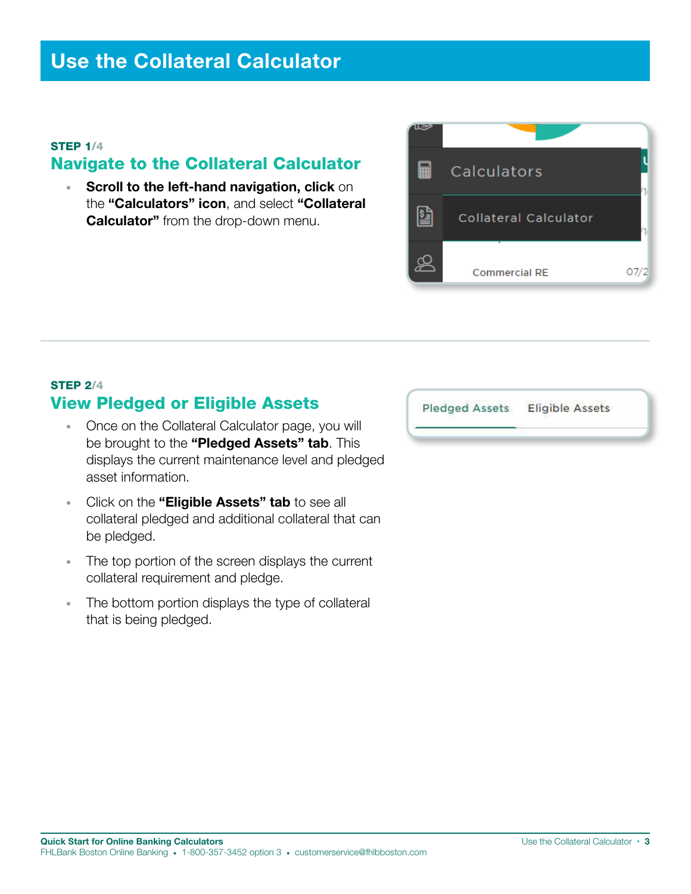# Use the Collateral Calculator

**STEP 1/4**

## Navigate to the Collateral Calculator

- **Scroll to the left-hand navigation, click** on the **"Calculators" icon**, and select **"Collateral Calculator"** from the drop-down menu.

**STEP 2/4**

## View Pledged or Eligible Assets

- Once on the Collateral Calculator page, you will be brought to the **"Pledged Assets" tab**. This displays the current maintenance level and pledged asset information.
- Click on the **"Eligible Assets" tab** to see all collateral pledged and additional collateral that can be pledged.
- The top portion of the screen displays the current collateral requirement and pledge.
- The bottom portion displays the type of collateral that is being pledged.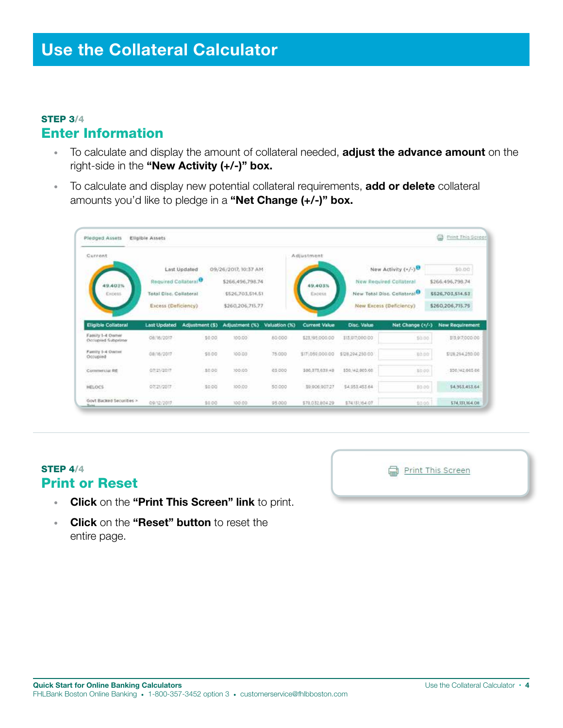# Use the Collateral Calculator

**STEP 3/4**

## Enter Information

- To calculate and display the amount of collateral needed, **adjust the advance amount** on the right-side in the **"New Activity (+/-)" box.**
- To calculate and display new potential collateral requirements, **add or delete** collateral amounts you'd like to pledge in a **"Net Change (+/-)" box.**

Pledged Assets Eligible Assets Print This Screen

Current

49.403% Excess

Last Updated 09/26/2017, 10:37 AM
Required Collateral $266,496,798.74
Total Disc. Collateral $526,703,514.51
Excess (Deficiency) $260,206,715.77

Adjustment

49.403% Excess

New Activity (+/-) $0.00
New Required Collateral $266,496,798.74
New Total Disc. Collateral $526,703,514.53
New Excess (Deficiency) $260,206,715.79

| Eligible Collateral | Last Updated | Adjustment ($) | Adjustment (%) | Valuation (%) | Current Value | Disc. Value | Net Change (+/-) | New Requirement |
|---|---|---|---|---|---|---|---|---|
| Family 1-4 Owner Occupied Subprime | 08/16/2017 | $0.00 | 100.00 | 60.000 | $23,195,000.00 | $13,917,000.00 | $0.00 | $13,917,000.00 |
| Family 1-4 Owner Occupied | 08/16/2017 | $0.00 | 100.00 | 75.000 | $171,059,000.00 | $128,294,250.00 | $0.00 | $128,294,250.00 |
| Commercial RE | 07/21/2017 | $0.00 | 100.00 | 65.000 | $86,373,639.48 | $56,142,865.68 | $0.00 | $56,142,865.66 |
| HELOCS | 07/21/2017 | $0.00 | 100.00 | 50.000 | $9,906,907.27 | $4,953,453.64 | $0.00 | $4,953,453.64 |
| Govt Backed Securities > 3yrs | 09/12/2017 | $0.00 | 100.00 | 95.000 | $78,032,804.29 | $74,131,164.07 | $0.00 | $74,131,164.08 |

**STEP 4/4**

## Print or Reset

- **Click** on the **"Print This Screen" link** to print.
- **Click** on the **"Reset" button** to reset the entire page.

Print This Screen